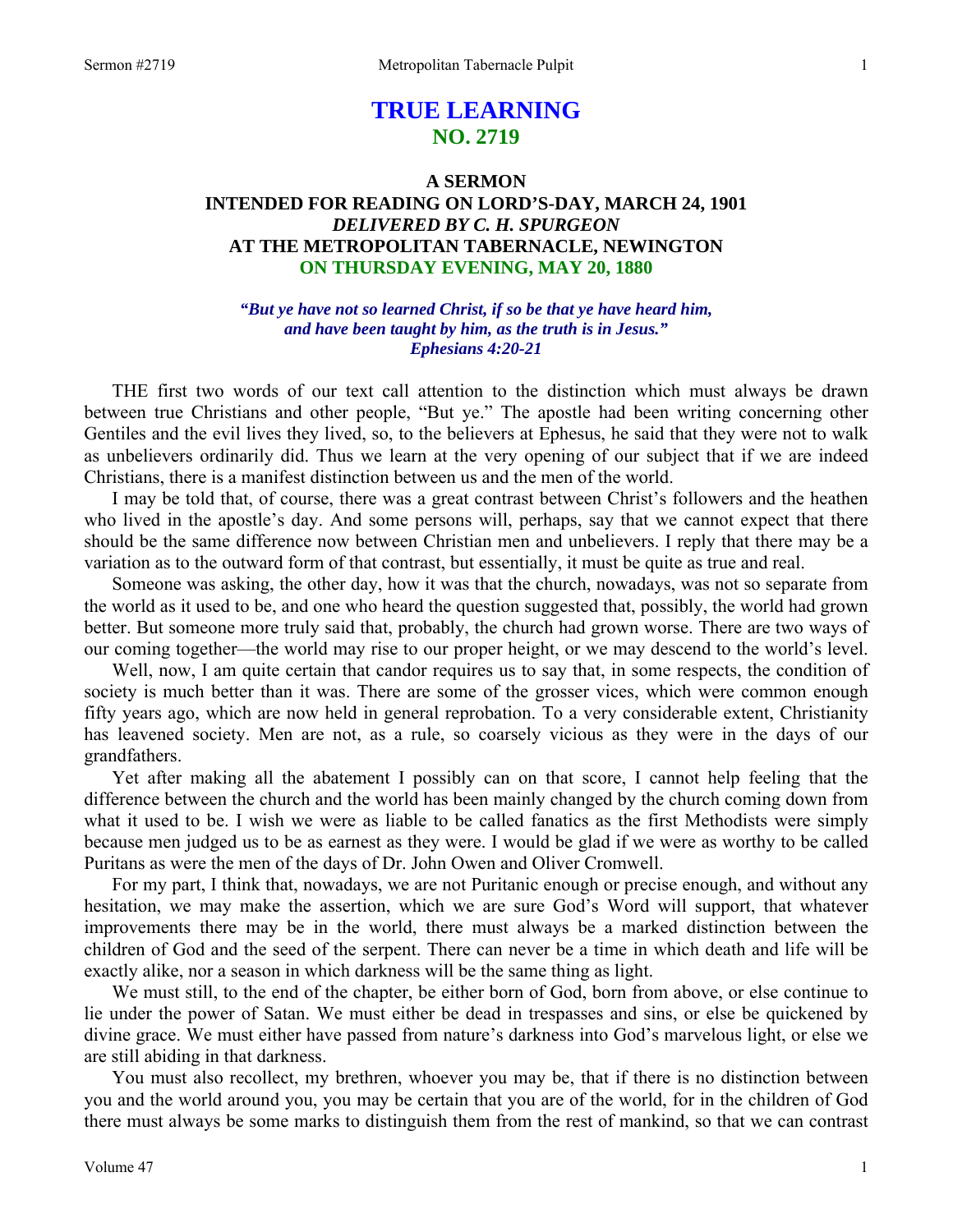# TRUE LEARNING
## NO. 2719

### A SERMON
### INTENDED FOR READING ON LORD'S-DAY, MARCH 24, 1901
### *DELIVERED BY C. H. SPURGEON*
### AT THE METROPOLITAN TABERNACLE, NEWINGTON
### ON THURSDAY EVENING, MAY 20, 1880

*"But ye have not so learned Christ, if so be that ye have heard him, and have been taught by him, as the truth is in Jesus."*
*Ephesians 4:20-21*

THE first two words of our text call attention to the distinction which must always be drawn between true Christians and other people, "But ye." The apostle had been writing concerning other Gentiles and the evil lives they lived, so, to the believers at Ephesus, he said that they were not to walk as unbelievers ordinarily did. Thus we learn at the very opening of our subject that if we are indeed Christians, there is a manifest distinction between us and the men of the world.

I may be told that, of course, there was a great contrast between Christ's followers and the heathen who lived in the apostle's day. And some persons will, perhaps, say that we cannot expect that there should be the same difference now between Christian men and unbelievers. I reply that there may be a variation as to the outward form of that contrast, but essentially, it must be quite as true and real.

Someone was asking, the other day, how it was that the church, nowadays, was not so separate from the world as it used to be, and one who heard the question suggested that, possibly, the world had grown better. But someone more truly said that, probably, the church had grown worse. There are two ways of our coming together—the world may rise to our proper height, or we may descend to the world's level.

Well, now, I am quite certain that candor requires us to say that, in some respects, the condition of society is much better than it was. There are some of the grosser vices, which were common enough fifty years ago, which are now held in general reprobation. To a very considerable extent, Christianity has leavened society. Men are not, as a rule, so coarsely vicious as they were in the days of our grandfathers.

Yet after making all the abatement I possibly can on that score, I cannot help feeling that the difference between the church and the world has been mainly changed by the church coming down from what it used to be. I wish we were as liable to be called fanatics as the first Methodists were simply because men judged us to be as earnest as they were. I would be glad if we were as worthy to be called Puritans as were the men of the days of Dr. John Owen and Oliver Cromwell.

For my part, I think that, nowadays, we are not Puritanic enough or precise enough, and without any hesitation, we may make the assertion, which we are sure God's Word will support, that whatever improvements there may be in the world, there must always be a marked distinction between the children of God and the seed of the serpent. There can never be a time in which death and life will be exactly alike, nor a season in which darkness will be the same thing as light.

We must still, to the end of the chapter, be either born of God, born from above, or else continue to lie under the power of Satan. We must either be dead in trespasses and sins, or else be quickened by divine grace. We must either have passed from nature's darkness into God's marvelous light, or else we are still abiding in that darkness.

You must also recollect, my brethren, whoever you may be, that if there is no distinction between you and the world around you, you may be certain that you are of the world, for in the children of God there must always be some marks to distinguish them from the rest of mankind, so that we can contrast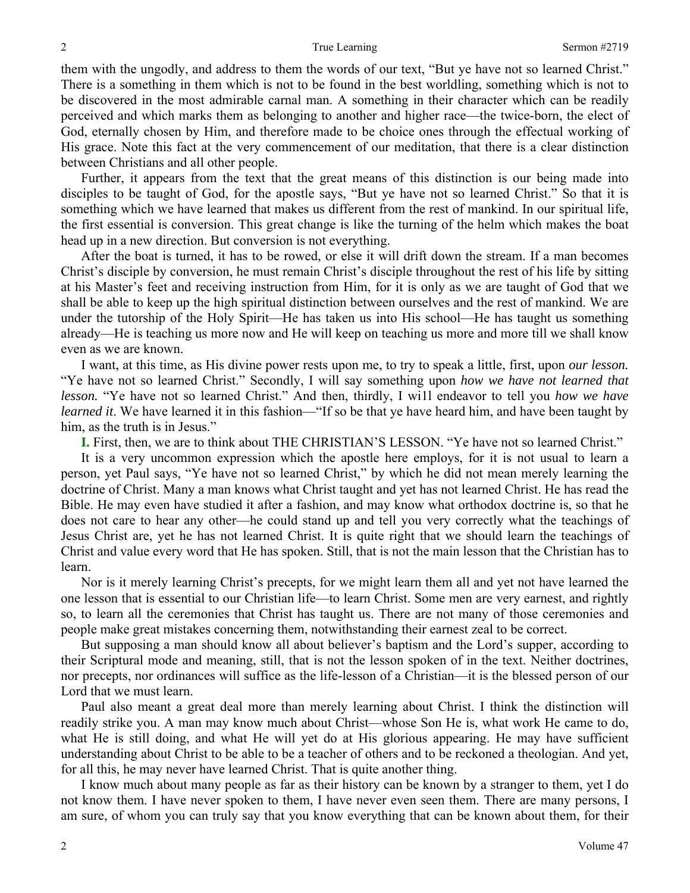them with the ungodly, and address to them the words of our text, "But ye have not so learned Christ." There is a something in them which is not to be found in the best worldling, something which is not to be discovered in the most admirable carnal man. A something in their character which can be readily perceived and which marks them as belonging to another and higher race—the twice-born, the elect of God, eternally chosen by Him, and therefore made to be choice ones through the effectual working of His grace. Note this fact at the very commencement of our meditation, that there is a clear distinction between Christians and all other people.

Further, it appears from the text that the great means of this distinction is our being made into disciples to be taught of God, for the apostle says, "But ye have not so learned Christ." So that it is something which we have learned that makes us different from the rest of mankind. In our spiritual life, the first essential is conversion. This great change is like the turning of the helm which makes the boat head up in a new direction. But conversion is not everything.

After the boat is turned, it has to be rowed, or else it will drift down the stream. If a man becomes Christ's disciple by conversion, he must remain Christ's disciple throughout the rest of his life by sitting at his Master's feet and receiving instruction from Him, for it is only as we are taught of God that we shall be able to keep up the high spiritual distinction between ourselves and the rest of mankind. We are under the tutorship of the Holy Spirit—He has taken us into His school—He has taught us something already—He is teaching us more now and He will keep on teaching us more and more till we shall know even as we are known.

I want, at this time, as His divine power rests upon me, to try to speak a little, first, upon *our lesson.* "Ye have not so learned Christ." Secondly, I will say something upon *how we have not learned that lesson.* "Ye have not so learned Christ." And then, thirdly, I wi1l endeavor to tell you *how we have learned it*. We have learned it in this fashion—"If so be that ye have heard him, and have been taught by him, as the truth is in Jesus."

**I.** First, then, we are to think about THE CHRISTIAN'S LESSON. "Ye have not so learned Christ."

It is a very uncommon expression which the apostle here employs, for it is not usual to learn a person, yet Paul says, "Ye have not so learned Christ," by which he did not mean merely learning the doctrine of Christ. Many a man knows what Christ taught and yet has not learned Christ. He has read the Bible. He may even have studied it after a fashion, and may know what orthodox doctrine is, so that he does not care to hear any other—he could stand up and tell you very correctly what the teachings of Jesus Christ are, yet he has not learned Christ. It is quite right that we should learn the teachings of Christ and value every word that He has spoken. Still, that is not the main lesson that the Christian has to learn.

Nor is it merely learning Christ's precepts, for we might learn them all and yet not have learned the one lesson that is essential to our Christian life—to learn Christ. Some men are very earnest, and rightly so, to learn all the ceremonies that Christ has taught us. There are not many of those ceremonies and people make great mistakes concerning them, notwithstanding their earnest zeal to be correct.

But supposing a man should know all about believer's baptism and the Lord's supper, according to their Scriptural mode and meaning, still, that is not the lesson spoken of in the text. Neither doctrines, nor precepts, nor ordinances will suffice as the life-lesson of a Christian—it is the blessed person of our Lord that we must learn.

Paul also meant a great deal more than merely learning about Christ. I think the distinction will readily strike you. A man may know much about Christ—whose Son He is, what work He came to do, what He is still doing, and what He will yet do at His glorious appearing. He may have sufficient understanding about Christ to be able to be a teacher of others and to be reckoned a theologian. And yet, for all this, he may never have learned Christ. That is quite another thing.

I know much about many people as far as their history can be known by a stranger to them, yet I do not know them. I have never spoken to them, I have never even seen them. There are many persons, I am sure, of whom you can truly say that you know everything that can be known about them, for their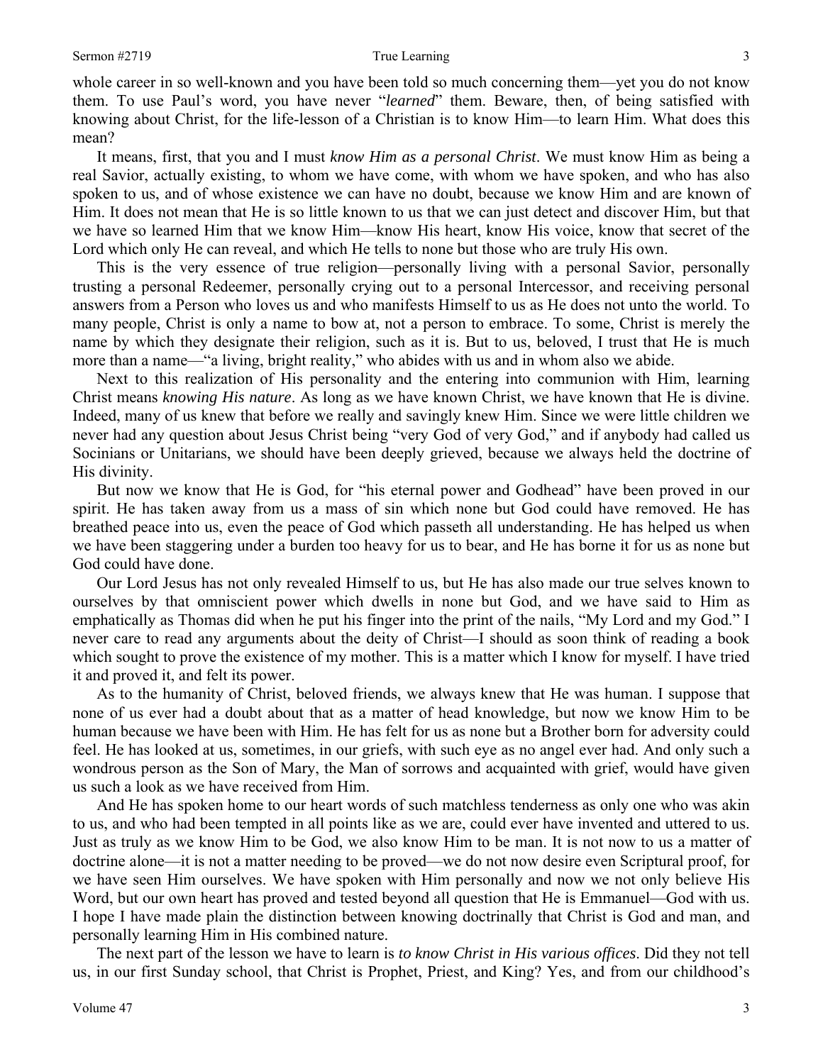whole career in so well-known and you have been told so much concerning them—yet you do not know them. To use Paul's word, you have never "*learned*" them. Beware, then, of being satisfied with knowing about Christ, for the life-lesson of a Christian is to know Him—to learn Him. What does this mean?

It means, first, that you and I must *know Him as a personal Christ*. We must know Him as being a real Savior, actually existing, to whom we have come, with whom we have spoken, and who has also spoken to us, and of whose existence we can have no doubt, because we know Him and are known of Him. It does not mean that He is so little known to us that we can just detect and discover Him, but that we have so learned Him that we know Him—know His heart, know His voice, know that secret of the Lord which only He can reveal, and which He tells to none but those who are truly His own.

This is the very essence of true religion—personally living with a personal Savior, personally trusting a personal Redeemer, personally crying out to a personal Intercessor, and receiving personal answers from a Person who loves us and who manifests Himself to us as He does not unto the world. To many people, Christ is only a name to bow at, not a person to embrace. To some, Christ is merely the name by which they designate their religion, such as it is. But to us, beloved, I trust that He is much more than a name—"a living, bright reality," who abides with us and in whom also we abide.

Next to this realization of His personality and the entering into communion with Him, learning Christ means *knowing His nature*. As long as we have known Christ, we have known that He is divine. Indeed, many of us knew that before we really and savingly knew Him. Since we were little children we never had any question about Jesus Christ being "very God of very God," and if anybody had called us Socinians or Unitarians, we should have been deeply grieved, because we always held the doctrine of His divinity.

But now we know that He is God, for "his eternal power and Godhead" have been proved in our spirit. He has taken away from us a mass of sin which none but God could have removed. He has breathed peace into us, even the peace of God which passeth all understanding. He has helped us when we have been staggering under a burden too heavy for us to bear, and He has borne it for us as none but God could have done.

Our Lord Jesus has not only revealed Himself to us, but He has also made our true selves known to ourselves by that omniscient power which dwells in none but God, and we have said to Him as emphatically as Thomas did when he put his finger into the print of the nails, "My Lord and my God." I never care to read any arguments about the deity of Christ—I should as soon think of reading a book which sought to prove the existence of my mother. This is a matter which I know for myself. I have tried it and proved it, and felt its power.

As to the humanity of Christ, beloved friends, we always knew that He was human. I suppose that none of us ever had a doubt about that as a matter of head knowledge, but now we know Him to be human because we have been with Him. He has felt for us as none but a Brother born for adversity could feel. He has looked at us, sometimes, in our griefs, with such eye as no angel ever had. And only such a wondrous person as the Son of Mary, the Man of sorrows and acquainted with grief, would have given us such a look as we have received from Him.

And He has spoken home to our heart words of such matchless tenderness as only one who was akin to us, and who had been tempted in all points like as we are, could ever have invented and uttered to us. Just as truly as we know Him to be God, we also know Him to be man. It is not now to us a matter of doctrine alone—it is not a matter needing to be proved—we do not now desire even Scriptural proof, for we have seen Him ourselves. We have spoken with Him personally and now we not only believe His Word, but our own heart has proved and tested beyond all question that He is Emmanuel—God with us. I hope I have made plain the distinction between knowing doctrinally that Christ is God and man, and personally learning Him in His combined nature.

The next part of the lesson we have to learn is *to know Christ in His various offices*. Did they not tell us, in our first Sunday school, that Christ is Prophet, Priest, and King? Yes, and from our childhood's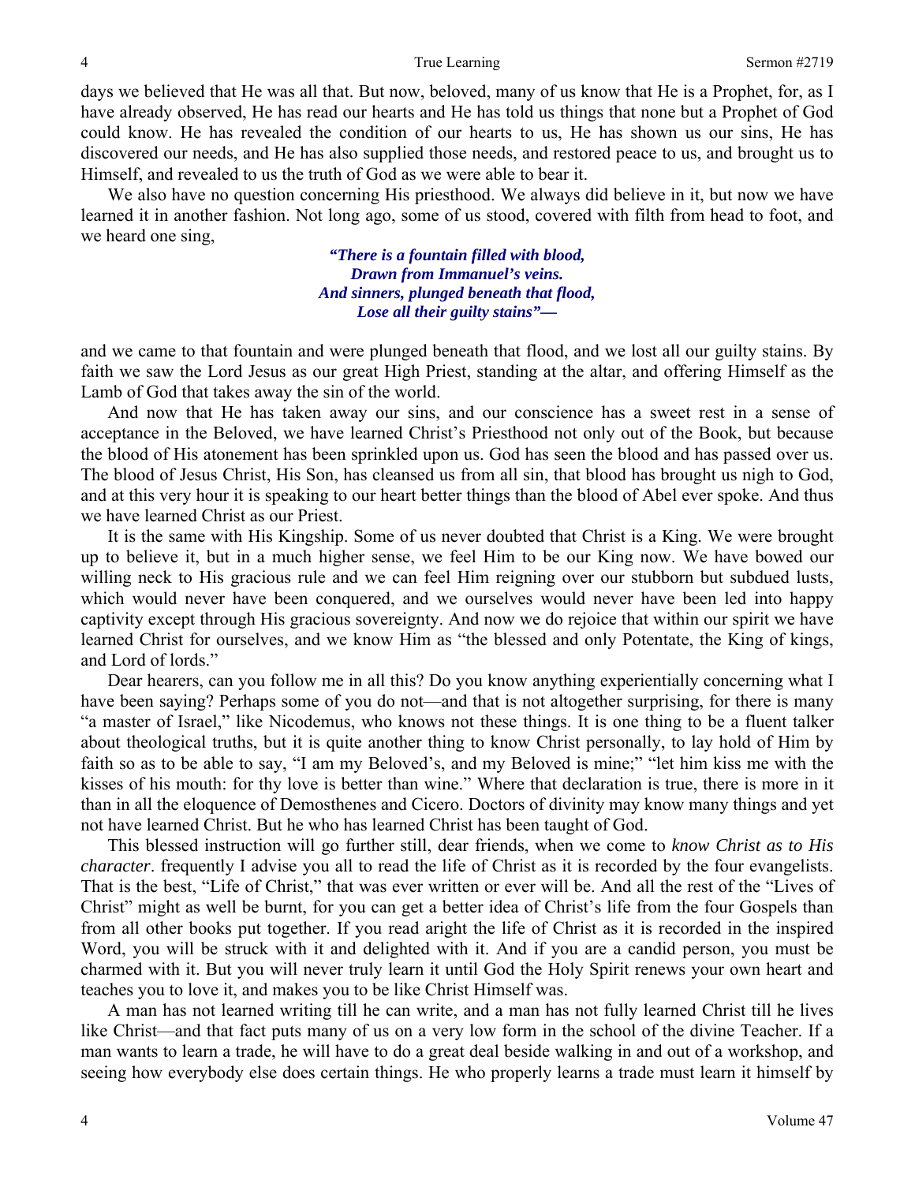days we believed that He was all that. But now, beloved, many of us know that He is a Prophet, for, as I have already observed, He has read our hearts and He has told us things that none but a Prophet of God could know. He has revealed the condition of our hearts to us, He has shown us our sins, He has discovered our needs, and He has also supplied those needs, and restored peace to us, and brought us to Himself, and revealed to us the truth of God as we were able to bear it.

We also have no question concerning His priesthood. We always did believe in it, but now we have learned it in another fashion. Not long ago, some of us stood, covered with filth from head to foot, and we heard one sing,

> ***"There is a fountain filled with blood,***
> ***Drawn from Immanuel's veins.***
> ***And sinners, plunged beneath that flood,***
> ***Lose all their guilty stains"—***

and we came to that fountain and were plunged beneath that flood, and we lost all our guilty stains. By faith we saw the Lord Jesus as our great High Priest, standing at the altar, and offering Himself as the Lamb of God that takes away the sin of the world.

And now that He has taken away our sins, and our conscience has a sweet rest in a sense of acceptance in the Beloved, we have learned Christ's Priesthood not only out of the Book, but because the blood of His atonement has been sprinkled upon us. God has seen the blood and has passed over us. The blood of Jesus Christ, His Son, has cleansed us from all sin, that blood has brought us nigh to God, and at this very hour it is speaking to our heart better things than the blood of Abel ever spoke. And thus we have learned Christ as our Priest.

It is the same with His Kingship. Some of us never doubted that Christ is a King. We were brought up to believe it, but in a much higher sense, we feel Him to be our King now. We have bowed our willing neck to His gracious rule and we can feel Him reigning over our stubborn but subdued lusts, which would never have been conquered, and we ourselves would never have been led into happy captivity except through His gracious sovereignty. And now we do rejoice that within our spirit we have learned Christ for ourselves, and we know Him as "the blessed and only Potentate, the King of kings, and Lord of lords."

Dear hearers, can you follow me in all this? Do you know anything experientially concerning what I have been saying? Perhaps some of you do not—and that is not altogether surprising, for there is many "a master of Israel," like Nicodemus, who knows not these things. It is one thing to be a fluent talker about theological truths, but it is quite another thing to know Christ personally, to lay hold of Him by faith so as to be able to say, "I am my Beloved's, and my Beloved is mine;" "let him kiss me with the kisses of his mouth: for thy love is better than wine." Where that declaration is true, there is more in it than in all the eloquence of Demosthenes and Cicero. Doctors of divinity may know many things and yet not have learned Christ. But he who has learned Christ has been taught of God.

This blessed instruction will go further still, dear friends, when we come to *know Christ as to His character*. frequently I advise you all to read the life of Christ as it is recorded by the four evangelists. That is the best, "Life of Christ," that was ever written or ever will be. And all the rest of the "Lives of Christ" might as well be burnt, for you can get a better idea of Christ's life from the four Gospels than from all other books put together. If you read aright the life of Christ as it is recorded in the inspired Word, you will be struck with it and delighted with it. And if you are a candid person, you must be charmed with it. But you will never truly learn it until God the Holy Spirit renews your own heart and teaches you to love it, and makes you to be like Christ Himself was.

A man has not learned writing till he can write, and a man has not fully learned Christ till he lives like Christ—and that fact puts many of us on a very low form in the school of the divine Teacher. If a man wants to learn a trade, he will have to do a great deal beside walking in and out of a workshop, and seeing how everybody else does certain things. He who properly learns a trade must learn it himself by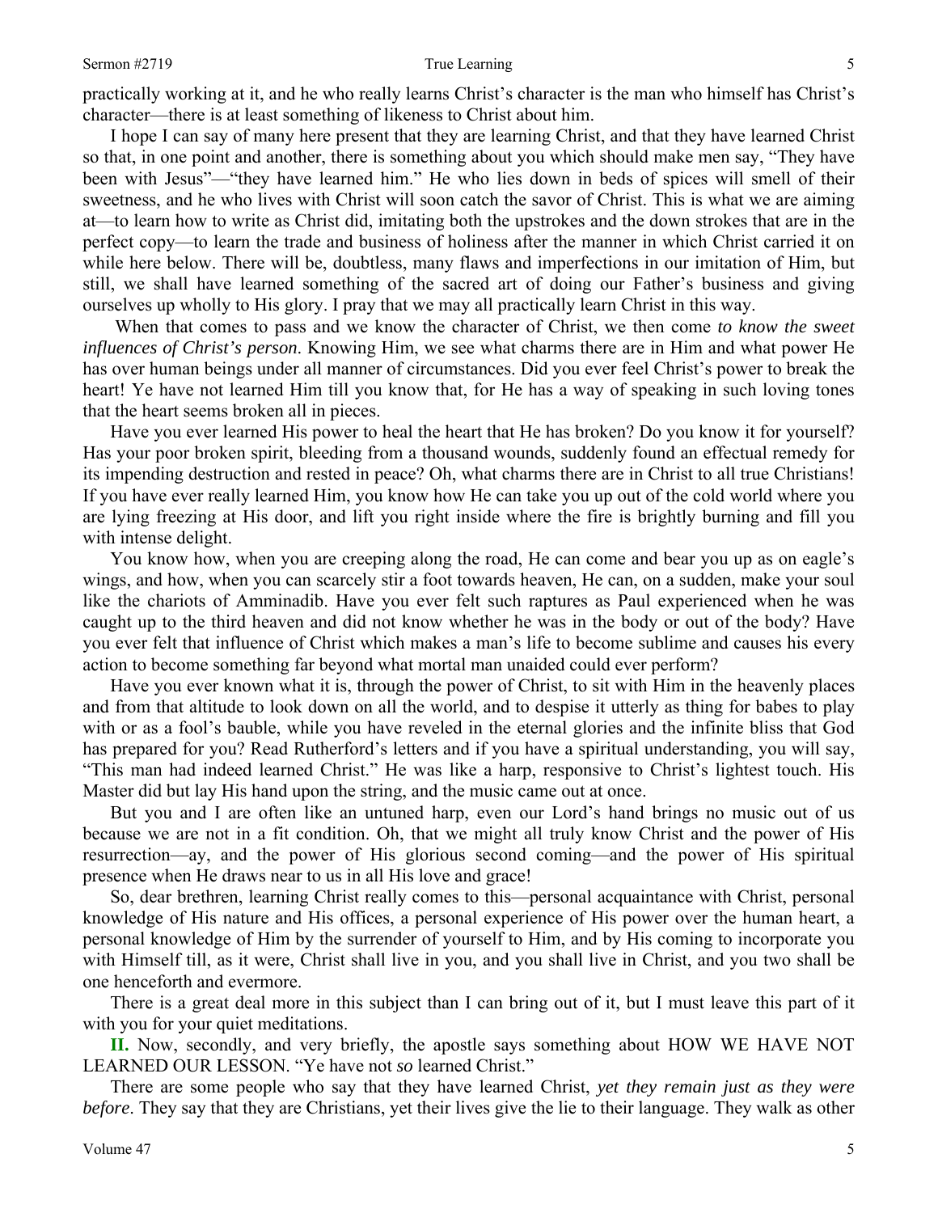practically working at it, and he who really learns Christ's character is the man who himself has Christ's character—there is at least something of likeness to Christ about him.

I hope I can say of many here present that they are learning Christ, and that they have learned Christ so that, in one point and another, there is something about you which should make men say, "They have been with Jesus"—"they have learned him." He who lies down in beds of spices will smell of their sweetness, and he who lives with Christ will soon catch the savor of Christ. This is what we are aiming at—to learn how to write as Christ did, imitating both the upstrokes and the down strokes that are in the perfect copy—to learn the trade and business of holiness after the manner in which Christ carried it on while here below. There will be, doubtless, many flaws and imperfections in our imitation of Him, but still, we shall have learned something of the sacred art of doing our Father's business and giving ourselves up wholly to His glory. I pray that we may all practically learn Christ in this way.

When that comes to pass and we know the character of Christ, we then come *to know the sweet influences of Christ's person*. Knowing Him, we see what charms there are in Him and what power He has over human beings under all manner of circumstances. Did you ever feel Christ's power to break the heart! Ye have not learned Him till you know that, for He has a way of speaking in such loving tones that the heart seems broken all in pieces.

Have you ever learned His power to heal the heart that He has broken? Do you know it for yourself? Has your poor broken spirit, bleeding from a thousand wounds, suddenly found an effectual remedy for its impending destruction and rested in peace? Oh, what charms there are in Christ to all true Christians! If you have ever really learned Him, you know how He can take you up out of the cold world where you are lying freezing at His door, and lift you right inside where the fire is brightly burning and fill you with intense delight.

You know how, when you are creeping along the road, He can come and bear you up as on eagle's wings, and how, when you can scarcely stir a foot towards heaven, He can, on a sudden, make your soul like the chariots of Amminadib. Have you ever felt such raptures as Paul experienced when he was caught up to the third heaven and did not know whether he was in the body or out of the body? Have you ever felt that influence of Christ which makes a man's life to become sublime and causes his every action to become something far beyond what mortal man unaided could ever perform?

Have you ever known what it is, through the power of Christ, to sit with Him in the heavenly places and from that altitude to look down on all the world, and to despise it utterly as thing for babes to play with or as a fool's bauble, while you have reveled in the eternal glories and the infinite bliss that God has prepared for you? Read Rutherford's letters and if you have a spiritual understanding, you will say, "This man had indeed learned Christ." He was like a harp, responsive to Christ's lightest touch. His Master did but lay His hand upon the string, and the music came out at once.

But you and I are often like an untuned harp, even our Lord's hand brings no music out of us because we are not in a fit condition. Oh, that we might all truly know Christ and the power of His resurrection—ay, and the power of His glorious second coming—and the power of His spiritual presence when He draws near to us in all His love and grace!

So, dear brethren, learning Christ really comes to this—personal acquaintance with Christ, personal knowledge of His nature and His offices, a personal experience of His power over the human heart, a personal knowledge of Him by the surrender of yourself to Him, and by His coming to incorporate you with Himself till, as it were, Christ shall live in you, and you shall live in Christ, and you two shall be one henceforth and evermore.

There is a great deal more in this subject than I can bring out of it, but I must leave this part of it with you for your quiet meditations.

**II.** Now, secondly, and very briefly, the apostle says something about HOW WE HAVE NOT LEARNED OUR LESSON. "Ye have not *so* learned Christ."

There are some people who say that they have learned Christ, *yet they remain just as they were before*. They say that they are Christians, yet their lives give the lie to their language. They walk as other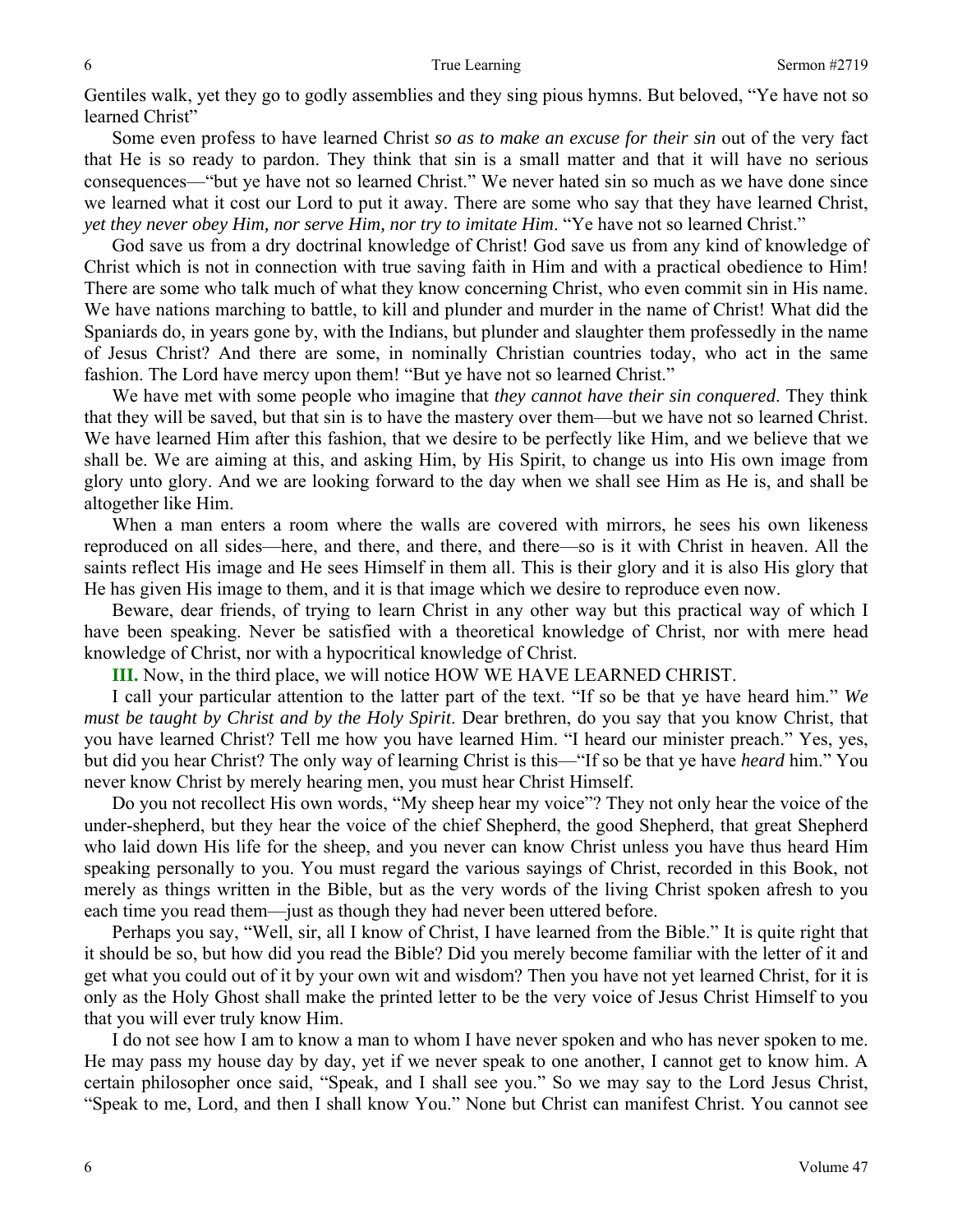Gentiles walk, yet they go to godly assemblies and they sing pious hymns. But beloved, "Ye have not so learned Christ"

Some even profess to have learned Christ *so as to make an excuse for their sin* out of the very fact that He is so ready to pardon. They think that sin is a small matter and that it will have no serious consequences—"but ye have not so learned Christ." We never hated sin so much as we have done since we learned what it cost our Lord to put it away. There are some who say that they have learned Christ, *yet they never obey Him, nor serve Him, nor try to imitate Him*. "Ye have not so learned Christ."

God save us from a dry doctrinal knowledge of Christ! God save us from any kind of knowledge of Christ which is not in connection with true saving faith in Him and with a practical obedience to Him! There are some who talk much of what they know concerning Christ, who even commit sin in His name. We have nations marching to battle, to kill and plunder and murder in the name of Christ! What did the Spaniards do, in years gone by, with the Indians, but plunder and slaughter them professedly in the name of Jesus Christ? And there are some, in nominally Christian countries today, who act in the same fashion. The Lord have mercy upon them! "But ye have not so learned Christ."

We have met with some people who imagine that *they cannot have their sin conquered*. They think that they will be saved, but that sin is to have the mastery over them—but we have not so learned Christ. We have learned Him after this fashion, that we desire to be perfectly like Him, and we believe that we shall be. We are aiming at this, and asking Him, by His Spirit, to change us into His own image from glory unto glory. And we are looking forward to the day when we shall see Him as He is, and shall be altogether like Him.

When a man enters a room where the walls are covered with mirrors, he sees his own likeness reproduced on all sides—here, and there, and there, and there—so is it with Christ in heaven. All the saints reflect His image and He sees Himself in them all. This is their glory and it is also His glory that He has given His image to them, and it is that image which we desire to reproduce even now.

Beware, dear friends, of trying to learn Christ in any other way but this practical way of which I have been speaking. Never be satisfied with a theoretical knowledge of Christ, nor with mere head knowledge of Christ, nor with a hypocritical knowledge of Christ.

**III.** Now, in the third place, we will notice HOW WE HAVE LEARNED CHRIST.

I call your particular attention to the latter part of the text. "If so be that ye have heard him." *We must be taught by Christ and by the Holy Spirit*. Dear brethren, do you say that you know Christ, that you have learned Christ? Tell me how you have learned Him. "I heard our minister preach." Yes, yes, but did you hear Christ? The only way of learning Christ is this—"If so be that ye have *heard* him." You never know Christ by merely hearing men, you must hear Christ Himself.

Do you not recollect His own words, "My sheep hear my voice"? They not only hear the voice of the under-shepherd, but they hear the voice of the chief Shepherd, the good Shepherd, that great Shepherd who laid down His life for the sheep, and you never can know Christ unless you have thus heard Him speaking personally to you. You must regard the various sayings of Christ, recorded in this Book, not merely as things written in the Bible, but as the very words of the living Christ spoken afresh to you each time you read them—just as though they had never been uttered before.

Perhaps you say, "Well, sir, all I know of Christ, I have learned from the Bible." It is quite right that it should be so, but how did you read the Bible? Did you merely become familiar with the letter of it and get what you could out of it by your own wit and wisdom? Then you have not yet learned Christ, for it is only as the Holy Ghost shall make the printed letter to be the very voice of Jesus Christ Himself to you that you will ever truly know Him.

I do not see how I am to know a man to whom I have never spoken and who has never spoken to me. He may pass my house day by day, yet if we never speak to one another, I cannot get to know him. A certain philosopher once said, "Speak, and I shall see you." So we may say to the Lord Jesus Christ, "Speak to me, Lord, and then I shall know You." None but Christ can manifest Christ. You cannot see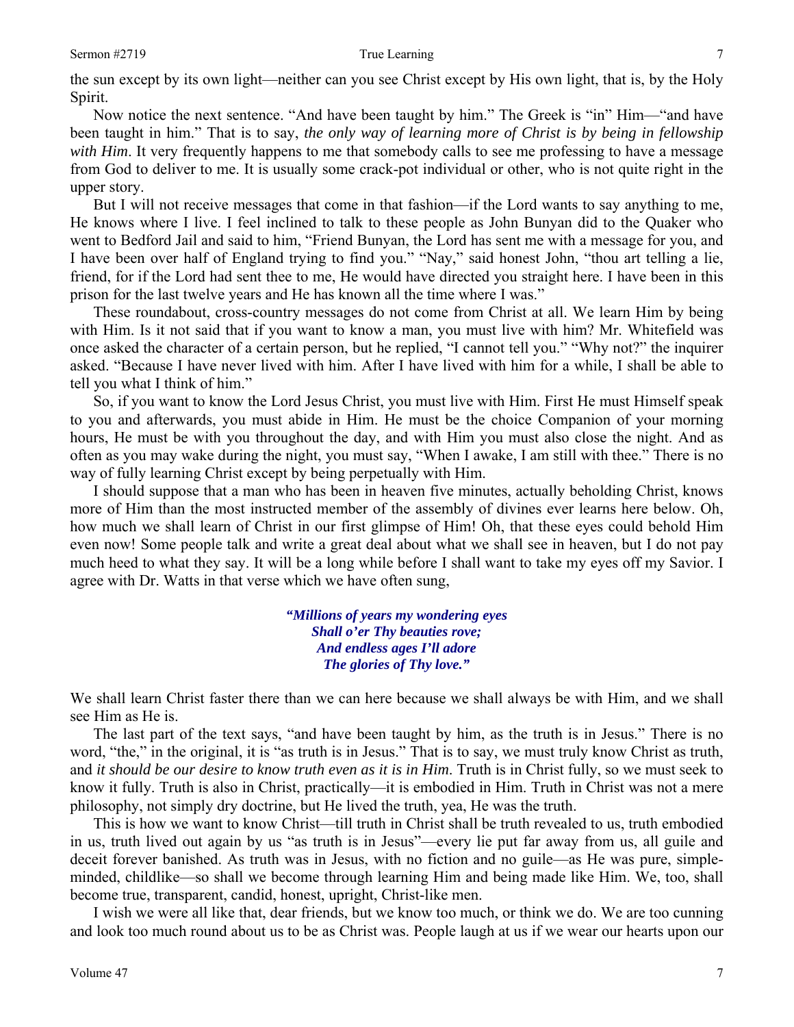the sun except by its own light—neither can you see Christ except by His own light, that is, by the Holy Spirit.

Now notice the next sentence. "And have been taught by him." The Greek is "in" Him—"and have been taught in him." That is to say, *the only way of learning more of Christ is by being in fellowship with Him*. It very frequently happens to me that somebody calls to see me professing to have a message from God to deliver to me. It is usually some crack-pot individual or other, who is not quite right in the upper story.

But I will not receive messages that come in that fashion—if the Lord wants to say anything to me, He knows where I live. I feel inclined to talk to these people as John Bunyan did to the Quaker who went to Bedford Jail and said to him, "Friend Bunyan, the Lord has sent me with a message for you, and I have been over half of England trying to find you." "Nay," said honest John, "thou art telling a lie, friend, for if the Lord had sent thee to me, He would have directed you straight here. I have been in this prison for the last twelve years and He has known all the time where I was."

These roundabout, cross-country messages do not come from Christ at all. We learn Him by being with Him. Is it not said that if you want to know a man, you must live with him? Mr. Whitefield was once asked the character of a certain person, but he replied, "I cannot tell you." "Why not?" the inquirer asked. "Because I have never lived with him. After I have lived with him for a while, I shall be able to tell you what I think of him."

So, if you want to know the Lord Jesus Christ, you must live with Him. First He must Himself speak to you and afterwards, you must abide in Him. He must be the choice Companion of your morning hours, He must be with you throughout the day, and with Him you must also close the night. And as often as you may wake during the night, you must say, "When I awake, I am still with thee." There is no way of fully learning Christ except by being perpetually with Him.

I should suppose that a man who has been in heaven five minutes, actually beholding Christ, knows more of Him than the most instructed member of the assembly of divines ever learns here below. Oh, how much we shall learn of Christ in our first glimpse of Him! Oh, that these eyes could behold Him even now! Some people talk and write a great deal about what we shall see in heaven, but I do not pay much heed to what they say. It will be a long while before I shall want to take my eyes off my Savior. I agree with Dr. Watts in that verse which we have often sung,

> ***"Millions of years my wondering eyes***
> ***Shall o'er Thy beauties rove;***
> ***And endless ages I'll adore***
> ***The glories of Thy love."***

We shall learn Christ faster there than we can here because we shall always be with Him, and we shall see Him as He is.

The last part of the text says, "and have been taught by him, as the truth is in Jesus." There is no word, "the," in the original, it is "as truth is in Jesus." That is to say, we must truly know Christ as truth, and *it should be our desire to know truth even as it is in Him*. Truth is in Christ fully, so we must seek to know it fully. Truth is also in Christ, practically—it is embodied in Him. Truth in Christ was not a mere philosophy, not simply dry doctrine, but He lived the truth, yea, He was the truth.

This is how we want to know Christ—till truth in Christ shall be truth revealed to us, truth embodied in us, truth lived out again by us "as truth is in Jesus"—every lie put far away from us, all guile and deceit forever banished. As truth was in Jesus, with no fiction and no guile—as He was pure, simple-minded, childlike—so shall we become through learning Him and being made like Him. We, too, shall become true, transparent, candid, honest, upright, Christ-like men.

I wish we were all like that, dear friends, but we know too much, or think we do. We are too cunning and look too much round about us to be as Christ was. People laugh at us if we wear our hearts upon our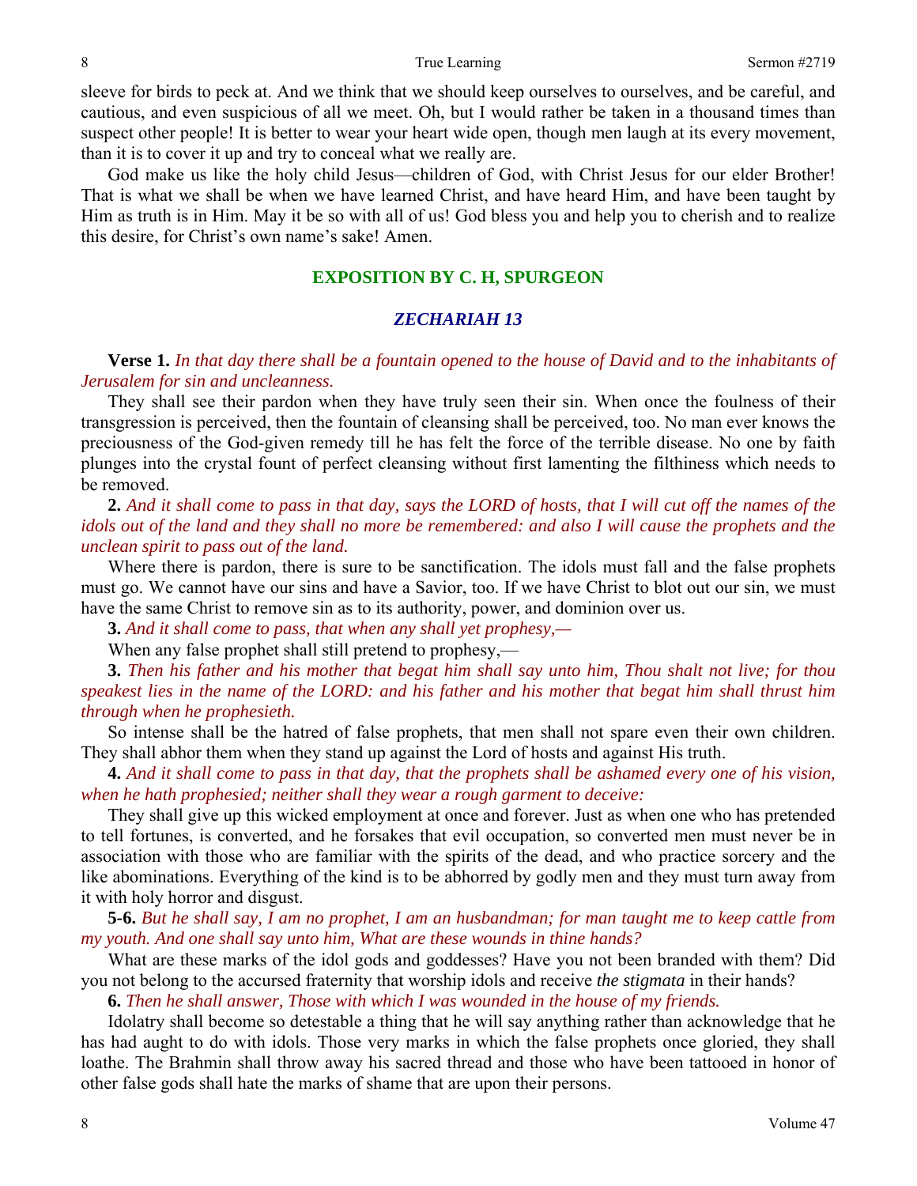sleeve for birds to peck at. And we think that we should keep ourselves to ourselves, and be careful, and cautious, and even suspicious of all we meet. Oh, but I would rather be taken in a thousand times than suspect other people! It is better to wear your heart wide open, though men laugh at its every movement, than it is to cover it up and try to conceal what we really are.

God make us like the holy child Jesus—children of God, with Christ Jesus for our elder Brother! That is what we shall be when we have learned Christ, and have heard Him, and have been taught by Him as truth is in Him. May it be so with all of us! God bless you and help you to cherish and to realize this desire, for Christ's own name's sake! Amen.

## EXPOSITION BY C. H, SPURGEON

### *ZECHARIAH 13*

**Verse 1.** *In that day there shall be a fountain opened to the house of David and to the inhabitants of Jerusalem for sin and uncleanness.*

They shall see their pardon when they have truly seen their sin. When once the foulness of their transgression is perceived, then the fountain of cleansing shall be perceived, too. No man ever knows the preciousness of the God-given remedy till he has felt the force of the terrible disease. No one by faith plunges into the crystal fount of perfect cleansing without first lamenting the filthiness which needs to be removed.

**2.** *And it shall come to pass in that day, says the LORD of hosts, that I will cut off the names of the idols out of the land and they shall no more be remembered: and also I will cause the prophets and the unclean spirit to pass out of the land.*

Where there is pardon, there is sure to be sanctification. The idols must fall and the false prophets must go. We cannot have our sins and have a Savior, too. If we have Christ to blot out our sin, we must have the same Christ to remove sin as to its authority, power, and dominion over us.

**3.** *And it shall come to pass, that when any shall yet prophesy,—*

When any false prophet shall still pretend to prophesy,—

**3.** *Then his father and his mother that begat him shall say unto him, Thou shalt not live; for thou speakest lies in the name of the LORD: and his father and his mother that begat him shall thrust him through when he prophesieth.*

So intense shall be the hatred of false prophets, that men shall not spare even their own children. They shall abhor them when they stand up against the Lord of hosts and against His truth.

**4.** *And it shall come to pass in that day, that the prophets shall be ashamed every one of his vision, when he hath prophesied; neither shall they wear a rough garment to deceive:*

They shall give up this wicked employment at once and forever. Just as when one who has pretended to tell fortunes, is converted, and he forsakes that evil occupation, so converted men must never be in association with those who are familiar with the spirits of the dead, and who practice sorcery and the like abominations. Everything of the kind is to be abhorred by godly men and they must turn away from it with holy horror and disgust.

**5-6.** *But he shall say, I am no prophet, I am an husbandman; for man taught me to keep cattle from my youth. And one shall say unto him, What are these wounds in thine hands?*

What are these marks of the idol gods and goddesses? Have you not been branded with them? Did you not belong to the accursed fraternity that worship idols and receive *the stigmata* in their hands?

**6.** *Then he shall answer, Those with which I was wounded in the house of my friends.*

Idolatry shall become so detestable a thing that he will say anything rather than acknowledge that he has had aught to do with idols. Those very marks in which the false prophets once gloried, they shall loathe. The Brahmin shall throw away his sacred thread and those who have been tattooed in honor of other false gods shall hate the marks of shame that are upon their persons.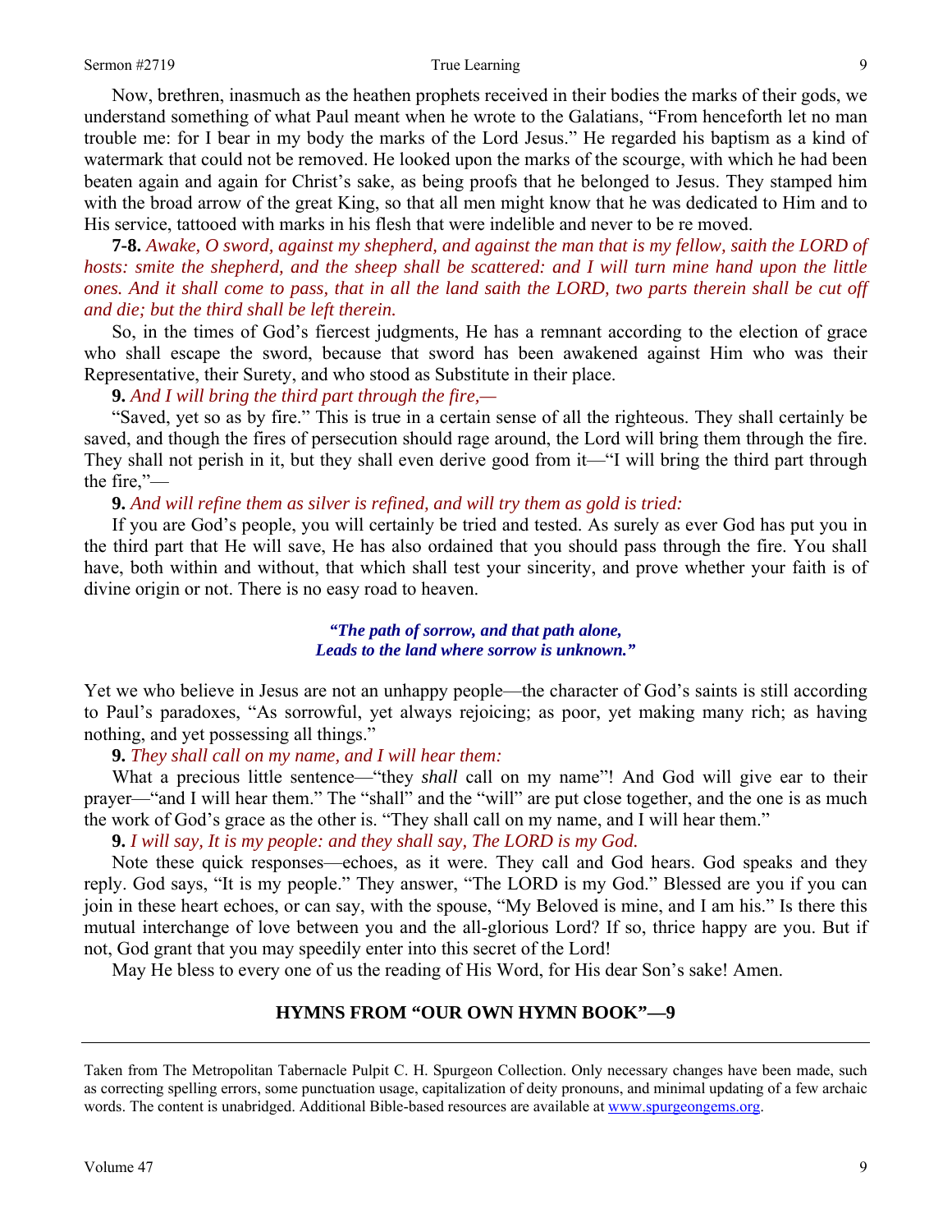Now, brethren, inasmuch as the heathen prophets received in their bodies the marks of their gods, we understand something of what Paul meant when he wrote to the Galatians, "From henceforth let no man trouble me: for I bear in my body the marks of the Lord Jesus." He regarded his baptism as a kind of watermark that could not be removed. He looked upon the marks of the scourge, with which he had been beaten again and again for Christ's sake, as being proofs that he belonged to Jesus. They stamped him with the broad arrow of the great King, so that all men might know that he was dedicated to Him and to His service, tattooed with marks in his flesh that were indelible and never to be re moved.

**7-8.** *Awake, O sword, against my shepherd, and against the man that is my fellow, saith the LORD of hosts: smite the shepherd, and the sheep shall be scattered: and I will turn mine hand upon the little ones. And it shall come to pass, that in all the land saith the LORD, two parts therein shall be cut off and die; but the third shall be left therein.*

So, in the times of God's fiercest judgments, He has a remnant according to the election of grace who shall escape the sword, because that sword has been awakened against Him who was their Representative, their Surety, and who stood as Substitute in their place.

**9.** *And I will bring the third part through the fire,—*

"Saved, yet so as by fire." This is true in a certain sense of all the righteous. They shall certainly be saved, and though the fires of persecution should rage around, the Lord will bring them through the fire. They shall not perish in it, but they shall even derive good from it—"I will bring the third part through the fire,"—

**9.** *And will refine them as silver is refined, and will try them as gold is tried:*

If you are God's people, you will certainly be tried and tested. As surely as ever God has put you in the third part that He will save, He has also ordained that you should pass through the fire. You shall have, both within and without, that which shall test your sincerity, and prove whether your faith is of divine origin or not. There is no easy road to heaven.

> ***"The path of sorrow, and that path alone,***
> ***Leads to the land where sorrow is unknown."***

Yet we who believe in Jesus are not an unhappy people—the character of God's saints is still according to Paul's paradoxes, "As sorrowful, yet always rejoicing; as poor, yet making many rich; as having nothing, and yet possessing all things."

**9.** *They shall call on my name, and I will hear them:*

What a precious little sentence—"they *shall* call on my name"! And God will give ear to their prayer—"and I will hear them." The "shall" and the "will" are put close together, and the one is as much the work of God's grace as the other is. "They shall call on my name, and I will hear them."

**9.** *I will say, It is my people: and they shall say, The LORD is my God.*

Note these quick responses—echoes, as it were. They call and God hears. God speaks and they reply. God says, "It is my people." They answer, "The LORD is my God." Blessed are you if you can join in these heart echoes, or can say, with the spouse, "My Beloved is mine, and I am his." Is there this mutual interchange of love between you and the all-glorious Lord? If so, thrice happy are you. But if not, God grant that you may speedily enter into this secret of the Lord!

May He bless to every one of us the reading of His Word, for His dear Son's sake! Amen.

## HYMNS FROM "OUR OWN HYMN BOOK"—9

---

Taken from The Metropolitan Tabernacle Pulpit C. H. Spurgeon Collection. Only necessary changes have been made, such as correcting spelling errors, some punctuation usage, capitalization of deity pronouns, and minimal updating of a few archaic words. The content is unabridged. Additional Bible-based resources are available at www.spurgeongems.org.